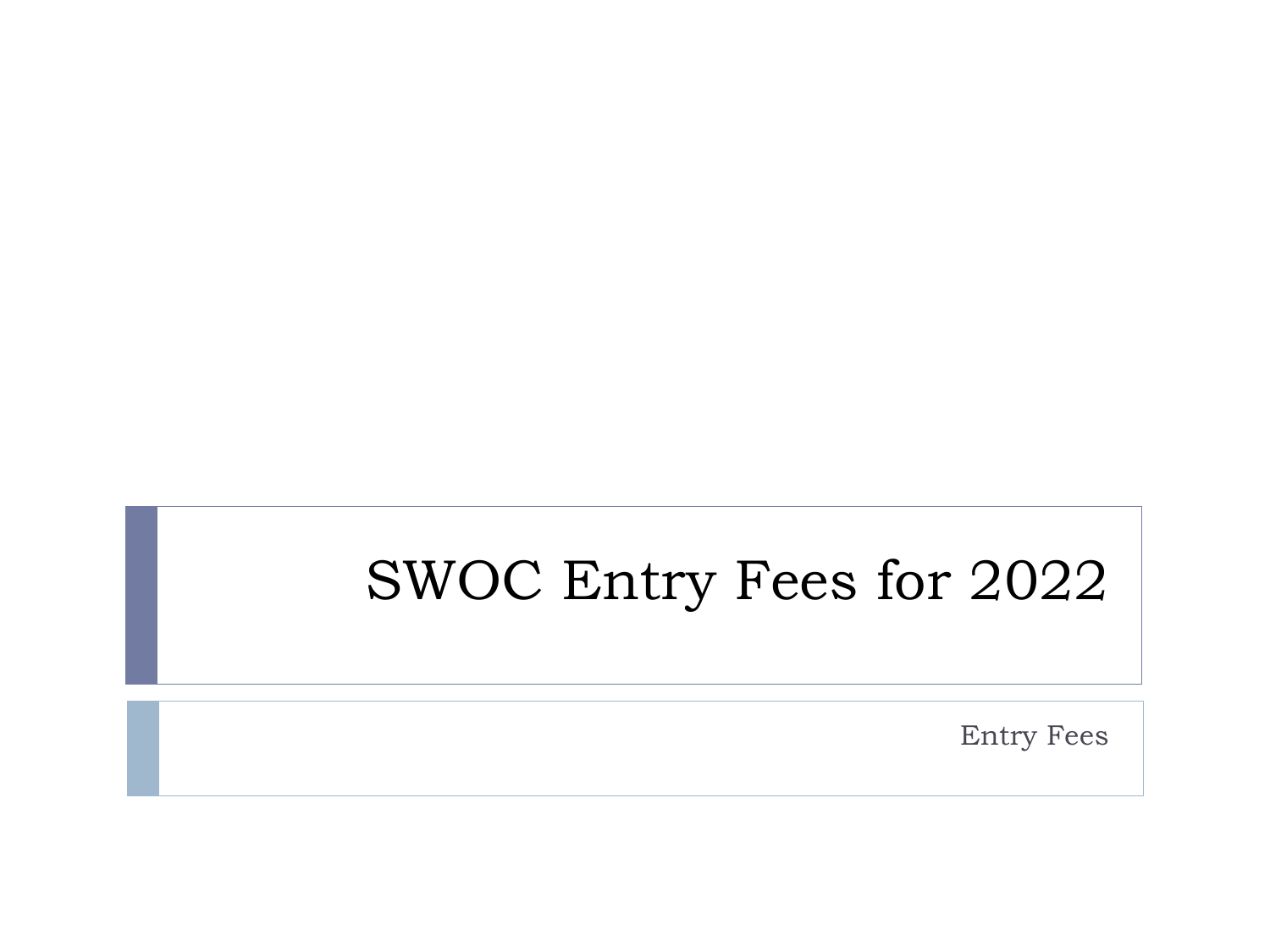# SWOC Entry Fees for 2022

Entry Fees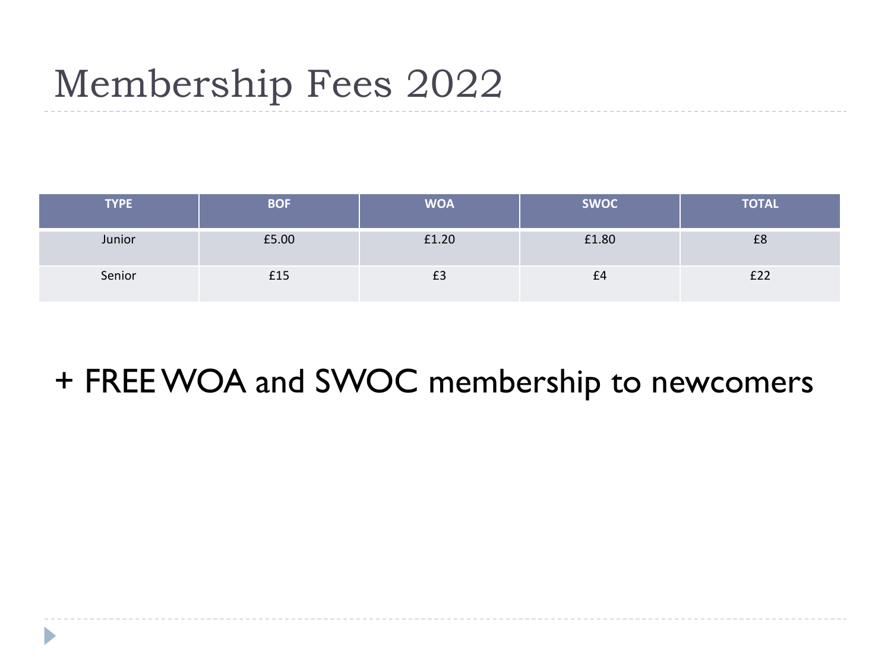# Membership Fees 2022

| TYPE | BOF | WOA | SWOC | TOTAL |
| --- | --- | --- | --- | --- |
| Junior | £5.00 | £1.20 | £1.80 | £8 |
| Senior | £15 | £3 | £4 | £22 |

+ FREE WOA and SWOC membership to newcomers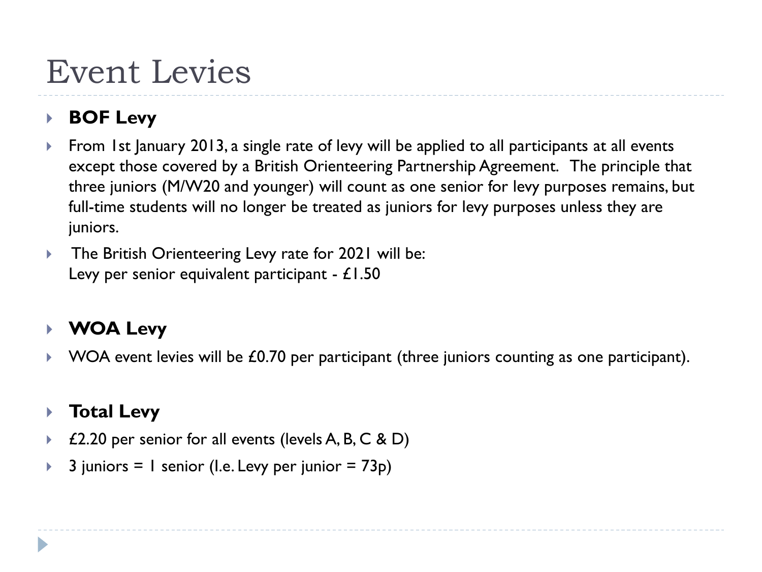# Event Levies

- **BOF Levy**
- From 1st January 2013, a single rate of levy will be applied to all participants at all events except those covered by a British Orienteering Partnership Agreement. The principle that three juniors (M/W20 and younger) will count as one senior for levy purposes remains, but full-time students will no longer be treated as juniors for levy purposes unless they are juniors.
- The British Orienteering Levy rate for 2021 will be:
  Levy per senior equivalent participant - £1.50

- **WOA Levy**
- WOA event levies will be £0.70 per participant (three juniors counting as one participant).

- **Total Levy**
- £2.20 per senior for all events (levels A, B, C & D)
- 3 juniors = 1 senior (I.e. Levy per junior = 73p)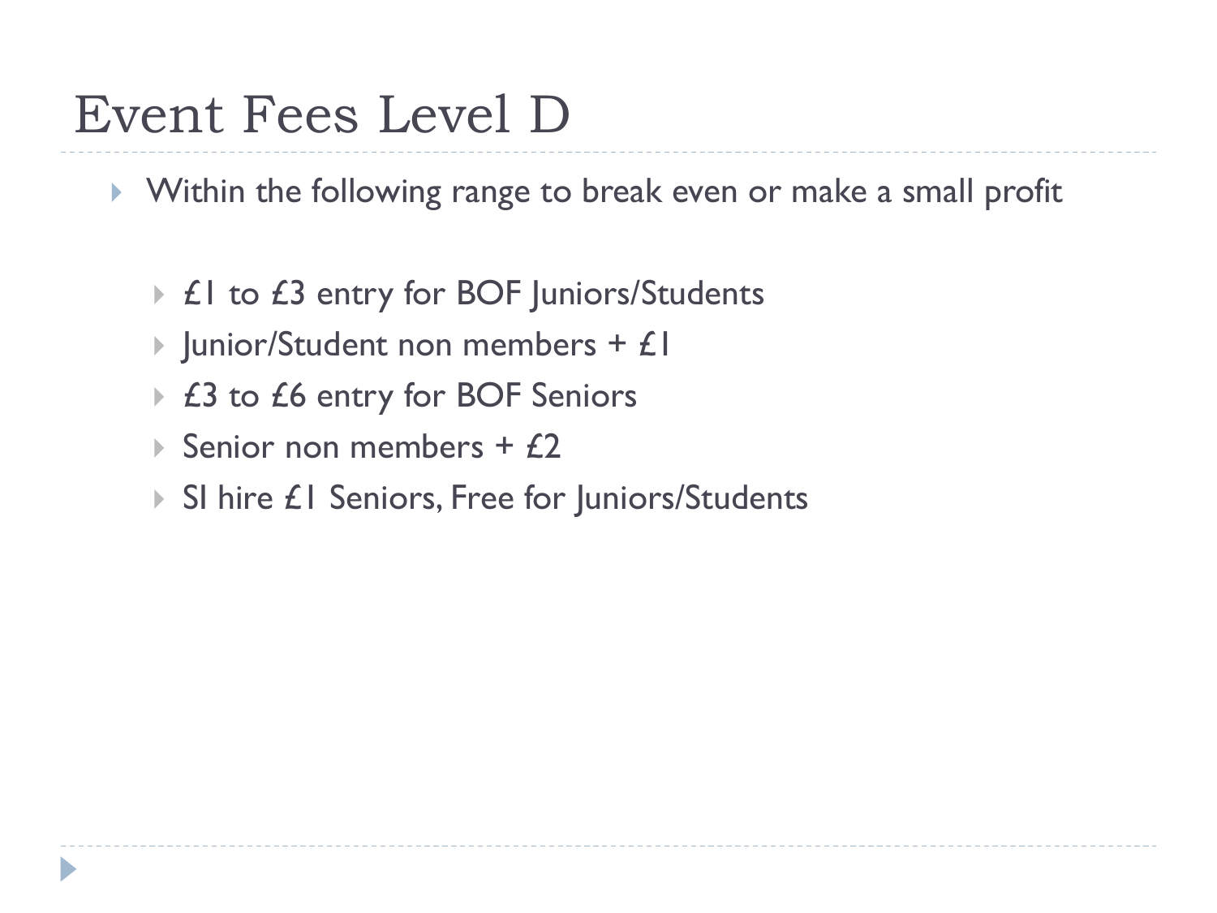# Event Fees Level D

- Within the following range to break even or make a small profit
  - £1 to £3 entry for BOF Juniors/Students
  - Junior/Student non members + £1
  - £3 to £6 entry for BOF Seniors
  - Senior non members + £2
  - SI hire £1 Seniors, Free for Juniors/Students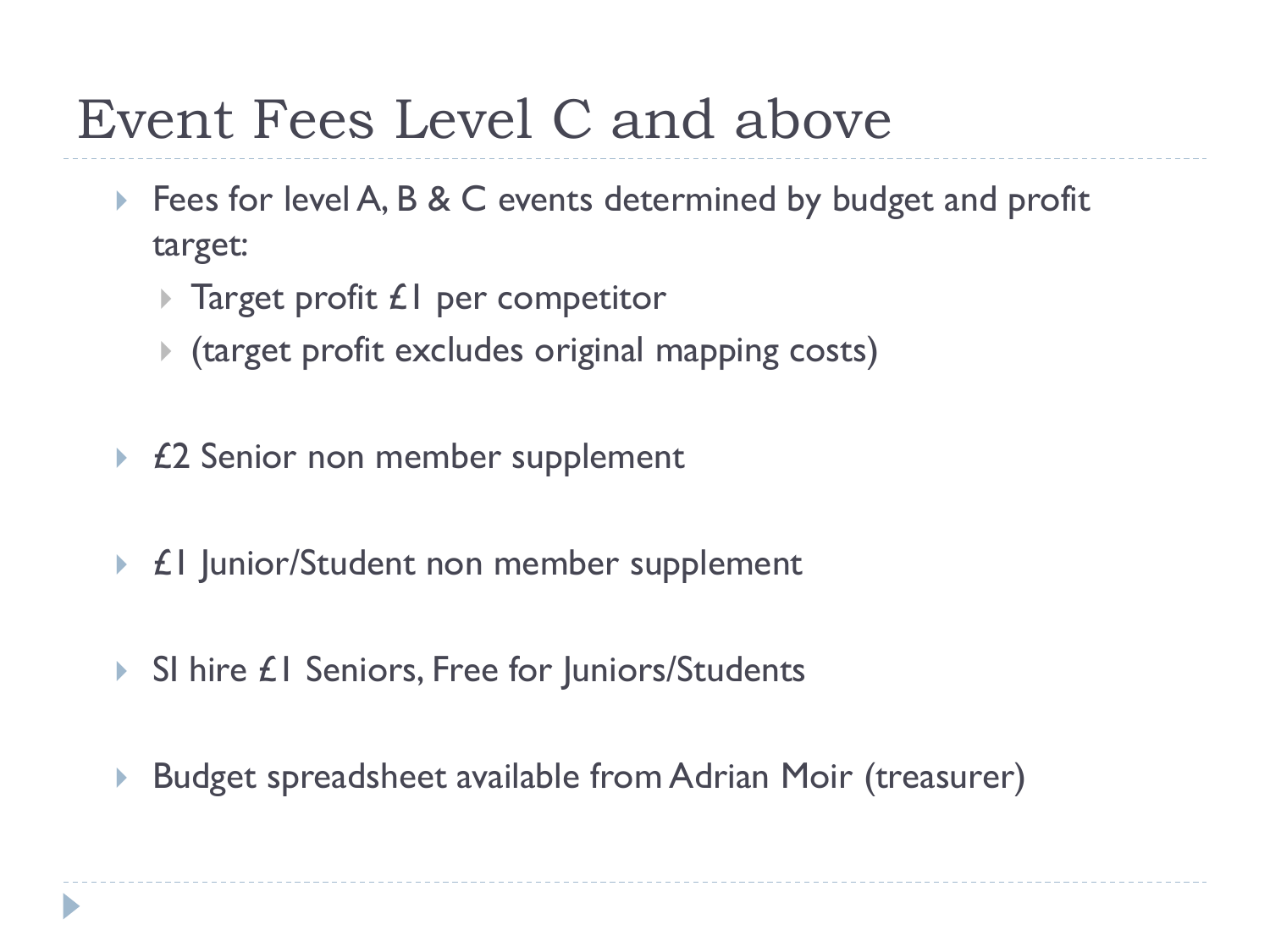# Event Fees Level C and above

- Fees for level A, B & C events determined by budget and profit target:
  - Target profit £1 per competitor
  - (target profit excludes original mapping costs)
- £2 Senior non member supplement
- £1 Junior/Student non member supplement
- SI hire £1 Seniors, Free for Juniors/Students
- Budget spreadsheet available from Adrian Moir (treasurer)